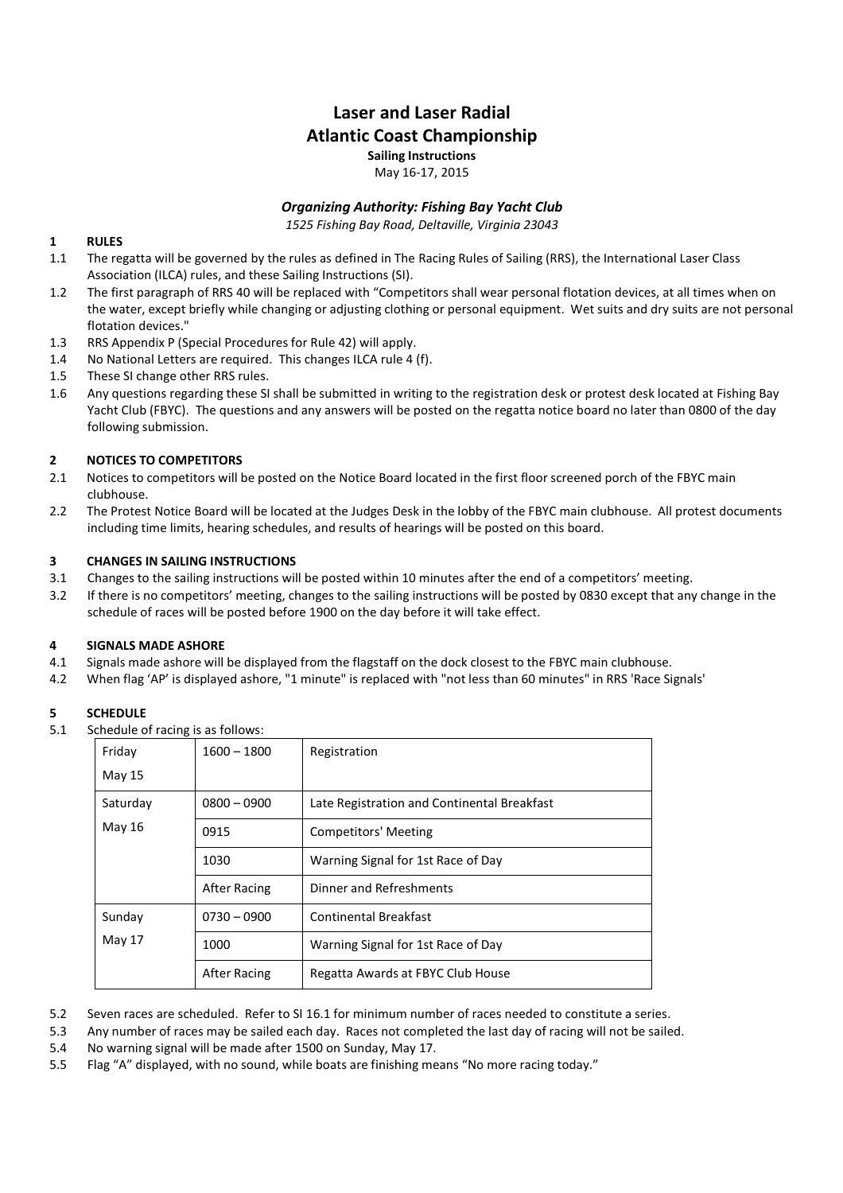# Laser and Laser Radial
# Atlantic Coast Championship

**Sailing Instructions**

May 16-17, 2015

### *Organizing Authority: Fishing Bay Yacht Club*

*1525 Fishing Bay Road, Deltaville, Virginia 23043*

## 1 RULES

1.1 The regatta will be governed by the rules as defined in The Racing Rules of Sailing (RRS), the International Laser Class Association (ILCA) rules, and these Sailing Instructions (SI).

1.2 The first paragraph of RRS 40 will be replaced with "Competitors shall wear personal flotation devices, at all times when on the water, except briefly while changing or adjusting clothing or personal equipment. Wet suits and dry suits are not personal flotation devices."

1.3 RRS Appendix P (Special Procedures for Rule 42) will apply.

1.4 No National Letters are required. This changes ILCA rule 4 (f).

1.5 These SI change other RRS rules.

1.6 Any questions regarding these SI shall be submitted in writing to the registration desk or protest desk located at Fishing Bay Yacht Club (FBYC). The questions and any answers will be posted on the regatta notice board no later than 0800 of the day following submission.

## 2 NOTICES TO COMPETITORS

2.1 Notices to competitors will be posted on the Notice Board located in the first floor screened porch of the FBYC main clubhouse.

2.2 The Protest Notice Board will be located at the Judges Desk in the lobby of the FBYC main clubhouse. All protest documents including time limits, hearing schedules, and results of hearings will be posted on this board.

## 3 CHANGES IN SAILING INSTRUCTIONS

3.1 Changes to the sailing instructions will be posted within 10 minutes after the end of a competitors' meeting.

3.2 If there is no competitors' meeting, changes to the sailing instructions will be posted by 0830 except that any change in the schedule of races will be posted before 1900 on the day before it will take effect.

## 4 SIGNALS MADE ASHORE

4.1 Signals made ashore will be displayed from the flagstaff on the dock closest to the FBYC main clubhouse.

4.2 When flag 'AP' is displayed ashore, "1 minute" is replaced with "not less than 60 minutes" in RRS 'Race Signals'

## 5 SCHEDULE

5.1 Schedule of racing is as follows:

| Day | Time | Event |
|---|---|---|
| Friday May 15 | 1600 – 1800 | Registration |
| Saturday May 16 | 0800 – 0900 | Late Registration and Continental Breakfast |
| | 0915 | Competitors' Meeting |
| | 1030 | Warning Signal for 1st Race of Day |
| | After Racing | Dinner and Refreshments |
| Sunday May 17 | 0730 – 0900 | Continental Breakfast |
| | 1000 | Warning Signal for 1st Race of Day |
| | After Racing | Regatta Awards at FBYC Club House |

5.2 Seven races are scheduled. Refer to SI 16.1 for minimum number of races needed to constitute a series.

5.3 Any number of races may be sailed each day. Races not completed the last day of racing will not be sailed.

5.4 No warning signal will be made after 1500 on Sunday, May 17.

5.5 Flag "A" displayed, with no sound, while boats are finishing means "No more racing today."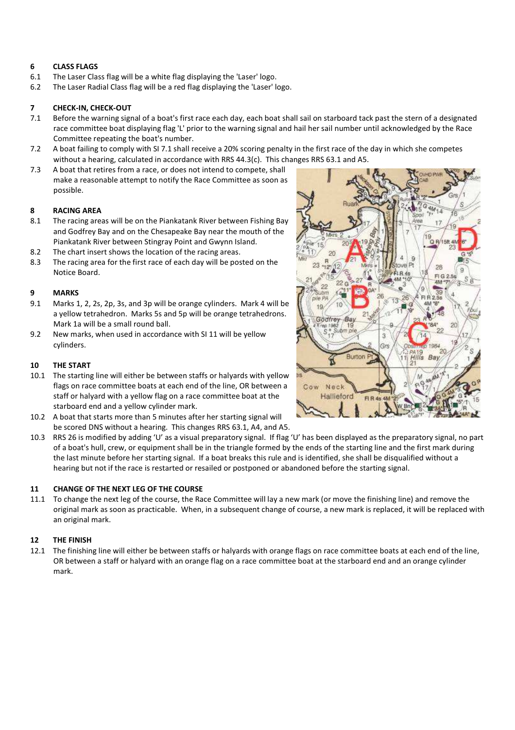## 6 CLASS FLAGS

6.1 The Laser Class flag will be a white flag displaying the 'Laser' logo.

6.2 The Laser Radial Class flag will be a red flag displaying the 'Laser' logo.

## 7 CHECK-IN, CHECK-OUT

7.1 Before the warning signal of a boat's first race each day, each boat shall sail on starboard tack past the stern of a designated race committee boat displaying flag 'L' prior to the warning signal and hail her sail number until acknowledged by the Race Committee repeating the boat's number.

7.2 A boat failing to comply with SI 7.1 shall receive a 20% scoring penalty in the first race of the day in which she competes without a hearing, calculated in accordance with RRS 44.3(c). This changes RRS 63.1 and A5.

7.3 A boat that retires from a race, or does not intend to compete, shall make a reasonable attempt to notify the Race Committee as soon as possible.

## 8 RACING AREA

8.1 The racing areas will be on the Piankatank River between Fishing Bay and Godfrey Bay and on the Chesapeake Bay near the mouth of the Piankatank River between Stingray Point and Gwynn Island.

8.2 The chart insert shows the location of the racing areas.

8.3 The racing area for the first race of each day will be posted on the Notice Board.

## 9 MARKS

9.1 Marks 1, 2, 2s, 2p, 3s, and 3p will be orange cylinders. Mark 4 will be a yellow tetrahedron. Marks 5s and 5p will be orange tetrahedrons. Mark 1a will be a small round ball.

9.2 New marks, when used in accordance with SI 11 will be yellow cylinders.

## 10 THE START

10.1 The starting line will either be between staffs or halyards with yellow flags on race committee boats at each end of the line, OR between a staff or halyard with a yellow flag on a race committee boat at the starboard end and a yellow cylinder mark.

10.2 A boat that starts more than 5 minutes after her starting signal will be scored DNS without a hearing. This changes RRS 63.1, A4, and A5.

10.3 RRS 26 is modified by adding 'U' as a visual preparatory signal. If flag 'U' has been displayed as the preparatory signal, no part of a boat's hull, crew, or equipment shall be in the triangle formed by the ends of the starting line and the first mark during the last minute before her starting signal. If a boat breaks this rule and is identified, she shall be disqualified without a hearing but not if the race is restarted or resailed or postponed or abandoned before the starting signal.

## 11 CHANGE OF THE NEXT LEG OF THE COURSE

11.1 To change the next leg of the course, the Race Committee will lay a new mark (or move the finishing line) and remove the original mark as soon as practicable. When, in a subsequent change of course, a new mark is replaced, it will be replaced with an original mark.

## 12 THE FINISH

12.1 The finishing line will either be between staffs or halyards with orange flags on race committee boats at each end of the line, OR between a staff or halyard with an orange flag on a race committee boat at the starboard end and an orange cylinder mark.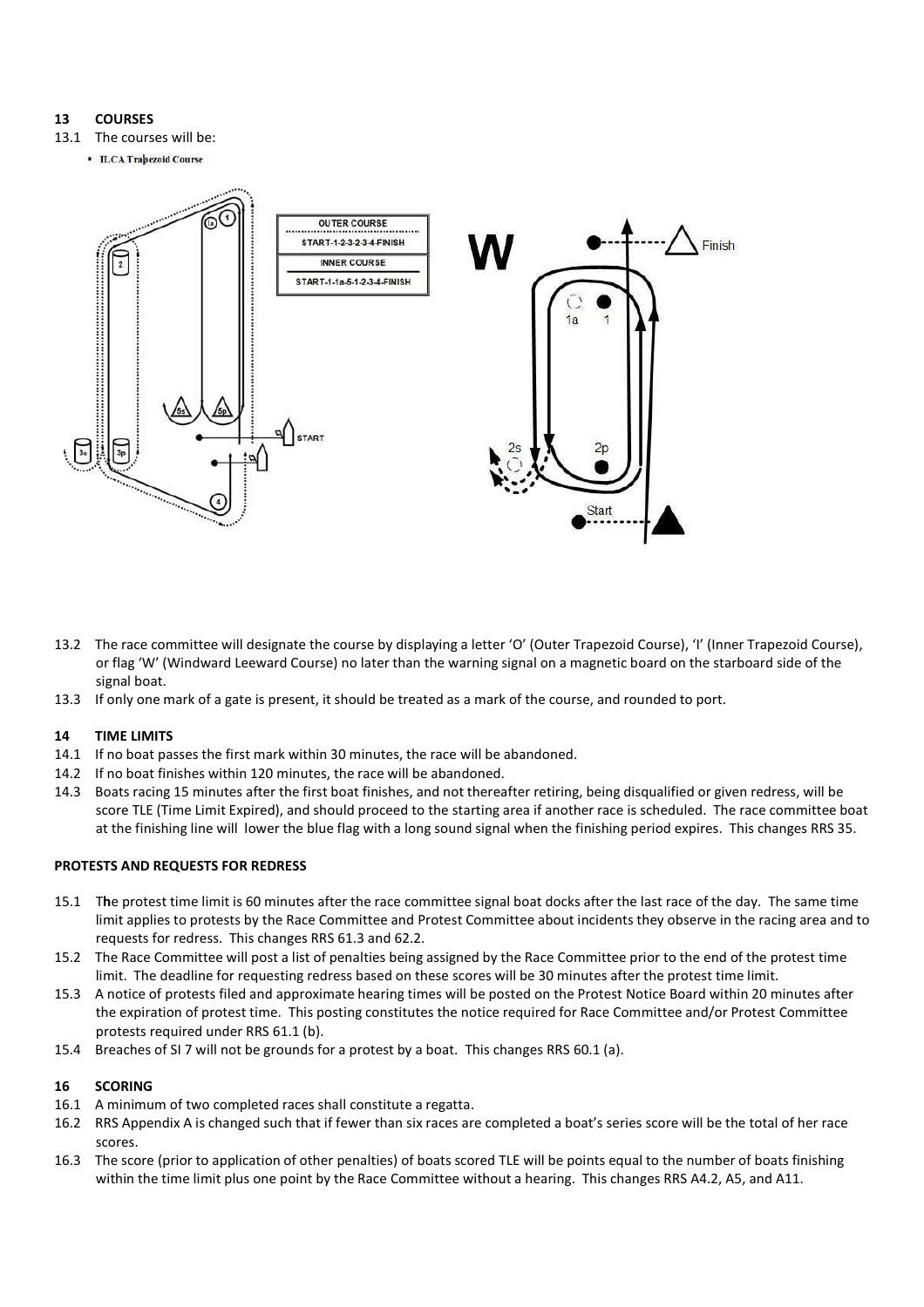## 13 COURSES

13.1 The courses will be:

- ILCA Trapezoid Course

| OUTER COURSE |
| --- |
| START-1-2-3-2-3-4-FINISH |
| INNER COURSE |
| START-1-1a-5-1-2-3-4-FINISH |

13.2 The race committee will designate the course by displaying a letter 'O' (Outer Trapezoid Course), 'I' (Inner Trapezoid Course), or flag 'W' (Windward Leeward Course) no later than the warning signal on a magnetic board on the starboard side of the signal boat.

13.3 If only one mark of a gate is present, it should be treated as a mark of the course, and rounded to port.

## 14 TIME LIMITS

14.1 If no boat passes the first mark within 30 minutes, the race will be abandoned.

14.2 If no boat finishes within 120 minutes, the race will be abandoned.

14.3 Boats racing 15 minutes after the first boat finishes, and not thereafter retiring, being disqualified or given redress, will be score TLE (Time Limit Expired), and should proceed to the starting area if another race is scheduled. The race committee boat at the finishing line will lower the blue flag with a long sound signal when the finishing period expires. This changes RRS 35.

## PROTESTS AND REQUESTS FOR REDRESS

15.1 The protest time limit is 60 minutes after the race committee signal boat docks after the last race of the day. The same time limit applies to protests by the Race Committee and Protest Committee about incidents they observe in the racing area and to requests for redress. This changes RRS 61.3 and 62.2.

15.2 The Race Committee will post a list of penalties being assigned by the Race Committee prior to the end of the protest time limit. The deadline for requesting redress based on these scores will be 30 minutes after the protest time limit.

15.3 A notice of protests filed and approximate hearing times will be posted on the Protest Notice Board within 20 minutes after the expiration of protest time. This posting constitutes the notice required for Race Committee and/or Protest Committee protests required under RRS 61.1 (b).

15.4 Breaches of SI 7 will not be grounds for a protest by a boat. This changes RRS 60.1 (a).

## 16 SCORING

16.1 A minimum of two completed races shall constitute a regatta.

16.2 RRS Appendix A is changed such that if fewer than six races are completed a boat's series score will be the total of her race scores.

16.3 The score (prior to application of other penalties) of boats scored TLE will be points equal to the number of boats finishing within the time limit plus one point by the Race Committee without a hearing. This changes RRS A4.2, A5, and A11.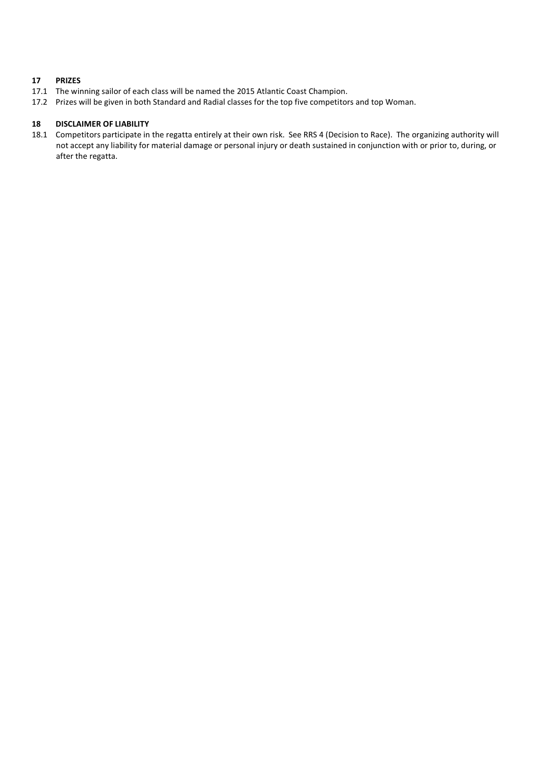## 17 PRIZES

17.1 The winning sailor of each class will be named the 2015 Atlantic Coast Champion.

17.2 Prizes will be given in both Standard and Radial classes for the top five competitors and top Woman.

## 18 DISCLAIMER OF LIABILITY

18.1 Competitors participate in the regatta entirely at their own risk. See RRS 4 (Decision to Race). The organizing authority will not accept any liability for material damage or personal injury or death sustained in conjunction with or prior to, during, or after the regatta.